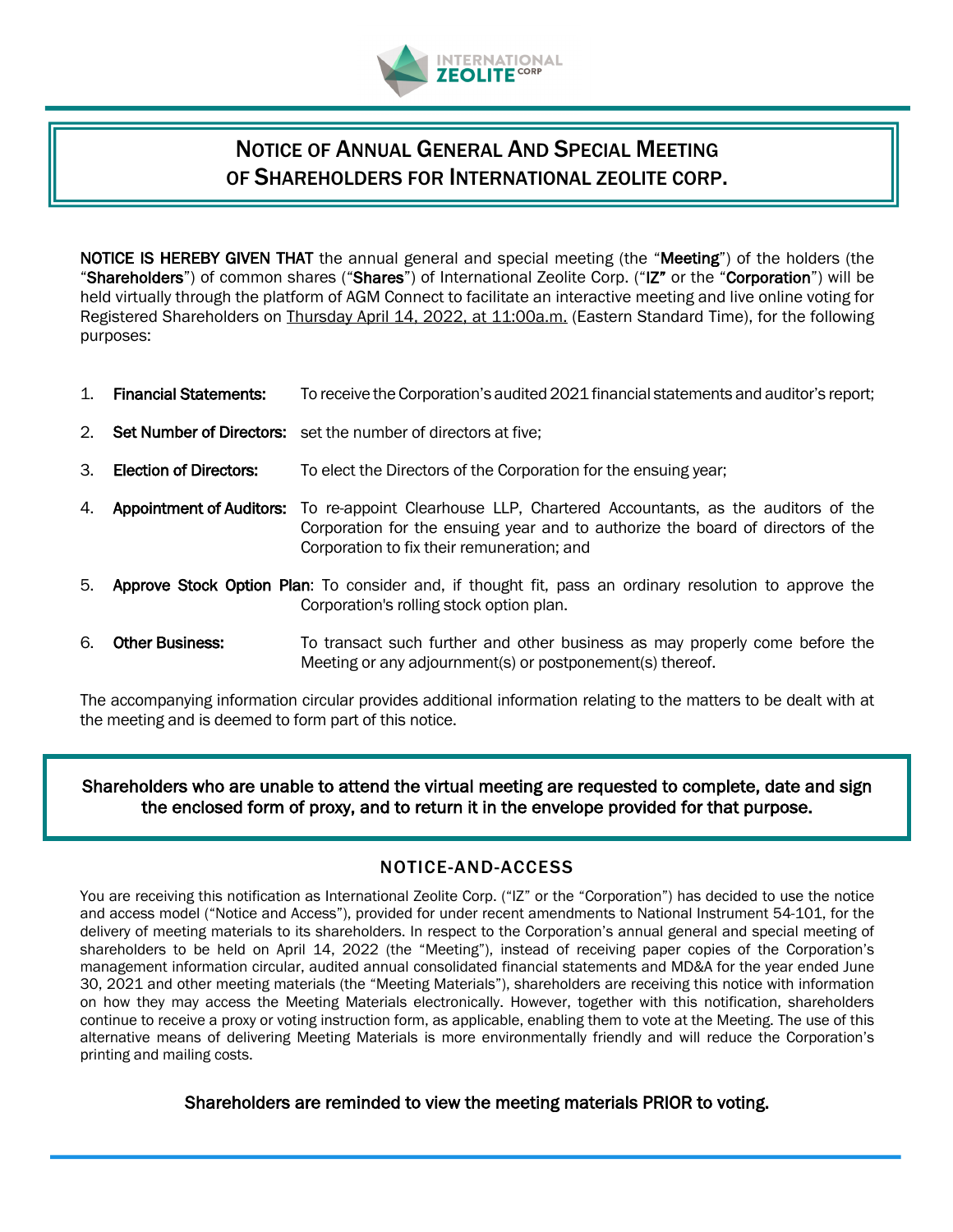INTERNATIONAL ZEOLITE CORP

# NOTICE OF ANNUAL GENERAL AND SPECIAL MEETING OF SHAREHOLDERS FOR INTERNATIONAL ZEOLITE CORP.

**NOTICE IS HEREBY GIVEN THAT** the annual general and special meeting (the "**Meeting**") of the holders (the "**Shareholders**") of common shares ("**Shares**") of International Zeolite Corp. ("**IZ**" or the "**Corporation**") will be held virtually through the platform of AGM Connect to facilitate an interactive meeting and live online voting for Registered Shareholders on Thursday April 14, 2022, at 11:00a.m. (Eastern Standard Time), for the following purposes:

1. **Financial Statements:** To receive the Corporation's audited 2021 financial statements and auditor's report;
2. **Set Number of Directors:** set the number of directors at five;
3. **Election of Directors:** To elect the Directors of the Corporation for the ensuing year;
4. **Appointment of Auditors:** To re-appoint Clearhouse LLP, Chartered Accountants, as the auditors of the Corporation for the ensuing year and to authorize the board of directors of the Corporation to fix their remuneration; and
5. **Approve Stock Option Plan**: To consider and, if thought fit, pass an ordinary resolution to approve the Corporation's rolling stock option plan.
6. **Other Business:** To transact such further and other business as may properly come before the Meeting or any adjournment(s) or postponement(s) thereof.

The accompanying information circular provides additional information relating to the matters to be dealt with at the meeting and is deemed to form part of this notice.

**Shareholders who are unable to attend the virtual meeting are requested to complete, date and sign the enclosed form of proxy, and to return it in the envelope provided for that purpose.**

## NOTICE-AND-ACCESS

You are receiving this notification as International Zeolite Corp. ("IZ" or the "Corporation") has decided to use the notice and access model ("Notice and Access"), provided for under recent amendments to National Instrument 54-101, for the delivery of meeting materials to its shareholders. In respect to the Corporation's annual general and special meeting of shareholders to be held on April 14, 2022 (the "Meeting"), instead of receiving paper copies of the Corporation's management information circular, audited annual consolidated financial statements and MD&A for the year ended June 30, 2021 and other meeting materials (the "Meeting Materials"), shareholders are receiving this notice with information on how they may access the Meeting Materials electronically. However, together with this notification, shareholders continue to receive a proxy or voting instruction form, as applicable, enabling them to vote at the Meeting. The use of this alternative means of delivering Meeting Materials is more environmentally friendly and will reduce the Corporation's printing and mailing costs.

**Shareholders are reminded to view the meeting materials PRIOR to voting.**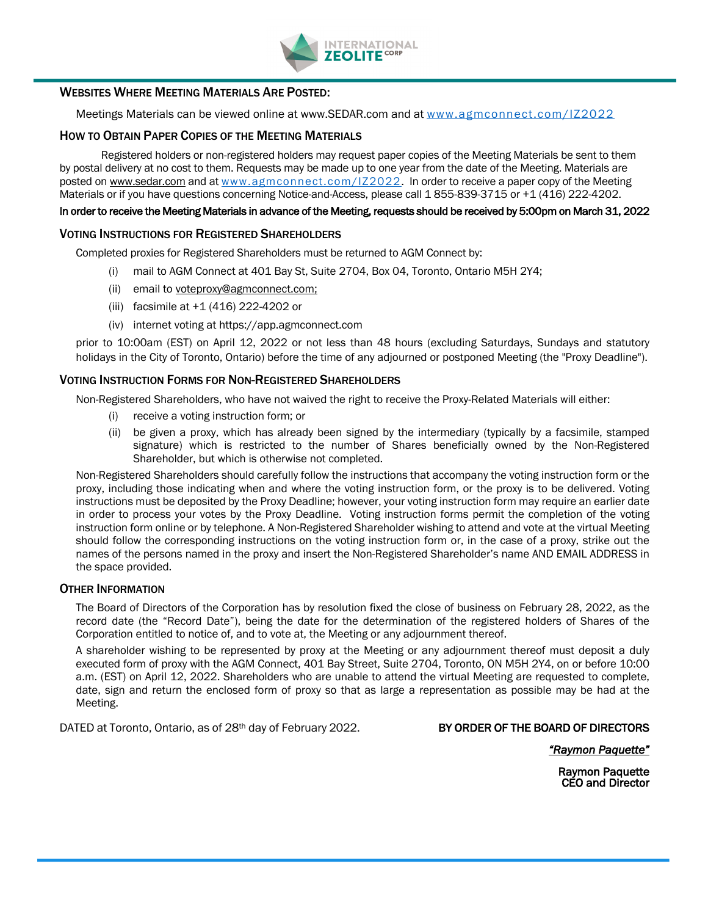## Websites Where Meeting Materials Are Posted:

Meetings Materials can be viewed online at www.SEDAR.com and at www.agmconnect.com/IZ2022

## How to Obtain Paper Copies of the Meeting Materials

Registered holders or non-registered holders may request paper copies of the Meeting Materials be sent to them by postal delivery at no cost to them. Requests may be made up to one year from the date of the Meeting. Materials are posted on www.sedar.com and at www.agmconnect.com/IZ2022. In order to receive a paper copy of the Meeting Materials or if you have questions concerning Notice-and-Access, please call 1 855-839-3715 or +1 (416) 222-4202.

**In order to receive the Meeting Materials in advance of the Meeting, requests should be received by 5:00pm on March 31, 2022**

## Voting Instructions for Registered Shareholders

Completed proxies for Registered Shareholders must be returned to AGM Connect by:

(i) mail to AGM Connect at 401 Bay St, Suite 2704, Box 04, Toronto, Ontario M5H 2Y4;

(ii) email to voteproxy@agmconnect.com;

(iii) facsimile at +1 (416) 222-4202 or

(iv) internet voting at https://app.agmconnect.com

prior to 10:00am (EST) on April 12, 2022 or not less than 48 hours (excluding Saturdays, Sundays and statutory holidays in the City of Toronto, Ontario) before the time of any adjourned or postponed Meeting (the "Proxy Deadline").

## Voting Instruction Forms for Non-Registered Shareholders

Non-Registered Shareholders, who have not waived the right to receive the Proxy-Related Materials will either:

(i) receive a voting instruction form; or

(ii) be given a proxy, which has already been signed by the intermediary (typically by a facsimile, stamped signature) which is restricted to the number of Shares beneficially owned by the Non-Registered Shareholder, but which is otherwise not completed.

Non-Registered Shareholders should carefully follow the instructions that accompany the voting instruction form or the proxy, including those indicating when and where the voting instruction form, or the proxy is to be delivered. Voting instructions must be deposited by the Proxy Deadline; however, your voting instruction form may require an earlier date in order to process your votes by the Proxy Deadline. Voting instruction forms permit the completion of the voting instruction form online or by telephone. A Non-Registered Shareholder wishing to attend and vote at the virtual Meeting should follow the corresponding instructions on the voting instruction form or, in the case of a proxy, strike out the names of the persons named in the proxy and insert the Non-Registered Shareholder's name AND EMAIL ADDRESS in the space provided.

## Other Information

The Board of Directors of the Corporation has by resolution fixed the close of business on February 28, 2022, as the record date (the "Record Date"), being the date for the determination of the registered holders of Shares of the Corporation entitled to notice of, and to vote at, the Meeting or any adjournment thereof.

A shareholder wishing to be represented by proxy at the Meeting or any adjournment thereof must deposit a duly executed form of proxy with the AGM Connect, 401 Bay Street, Suite 2704, Toronto, ON M5H 2Y4, on or before 10:00 a.m. (EST) on April 12, 2022. Shareholders who are unable to attend the virtual Meeting are requested to complete, date, sign and return the enclosed form of proxy so that as large a representation as possible may be had at the Meeting.

DATED at Toronto, Ontario, as of 28th day of February 2022.

**BY ORDER OF THE BOARD OF DIRECTORS**

*"Raymon Paquette"*

**Raymon Paquette**
**CEO and Director**